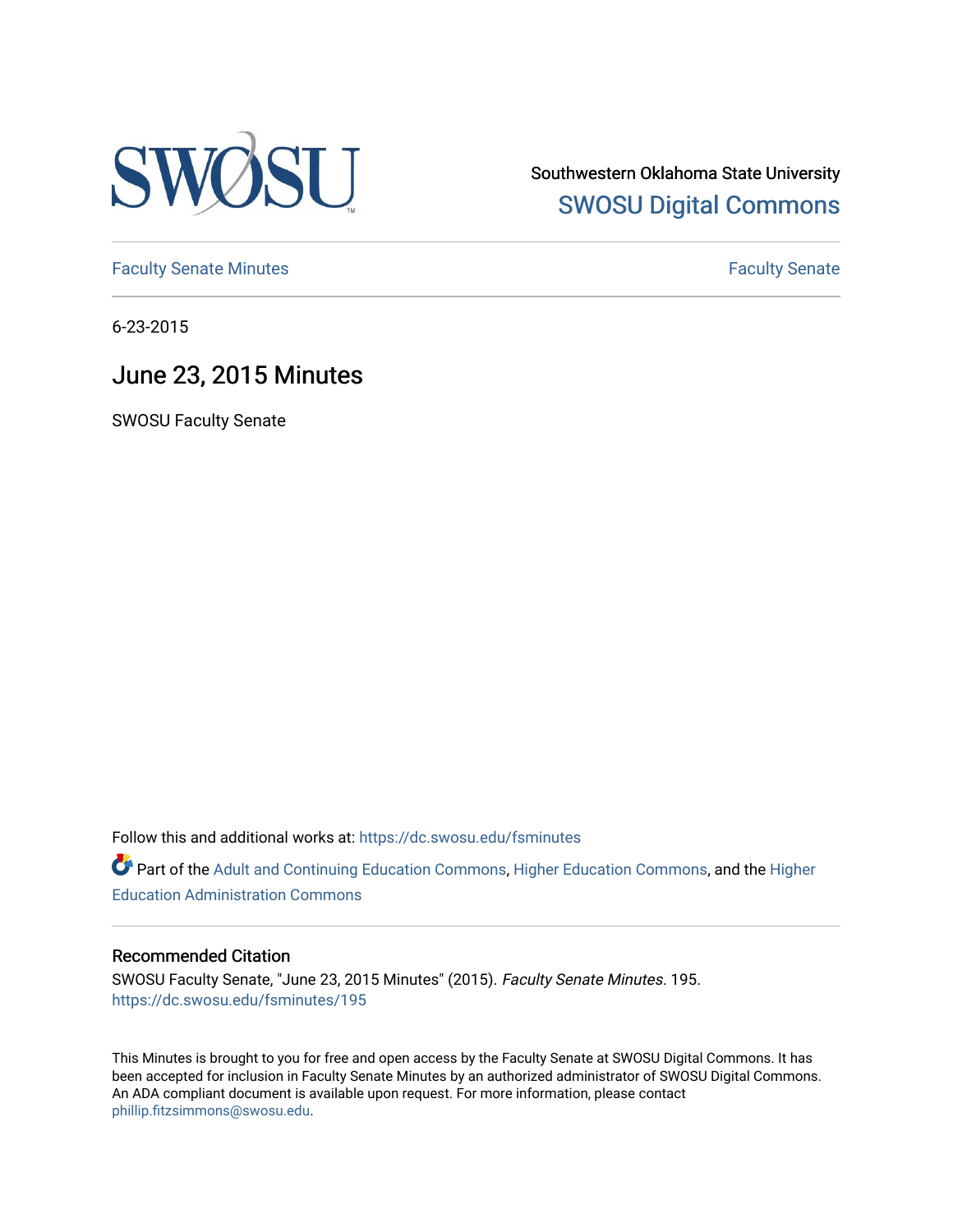Southwestern Oklahoma State University

SWOSU Digital Commons

Faculty Senate Minutes

Faculty Senate

6-23-2015

# June 23, 2015 Minutes

SWOSU Faculty Senate

Follow this and additional works at: https://dc.swosu.edu/fsminutes

Part of the Adult and Continuing Education Commons, Higher Education Commons, and the Higher Education Administration Commons

## Recommended Citation

SWOSU Faculty Senate, "June 23, 2015 Minutes" (2015). *Faculty Senate Minutes*. 195.
https://dc.swosu.edu/fsminutes/195

This Minutes is brought to you for free and open access by the Faculty Senate at SWOSU Digital Commons. It has been accepted for inclusion in Faculty Senate Minutes by an authorized administrator of SWOSU Digital Commons. An ADA compliant document is available upon request. For more information, please contact phillip.fitzsimmons@swosu.edu.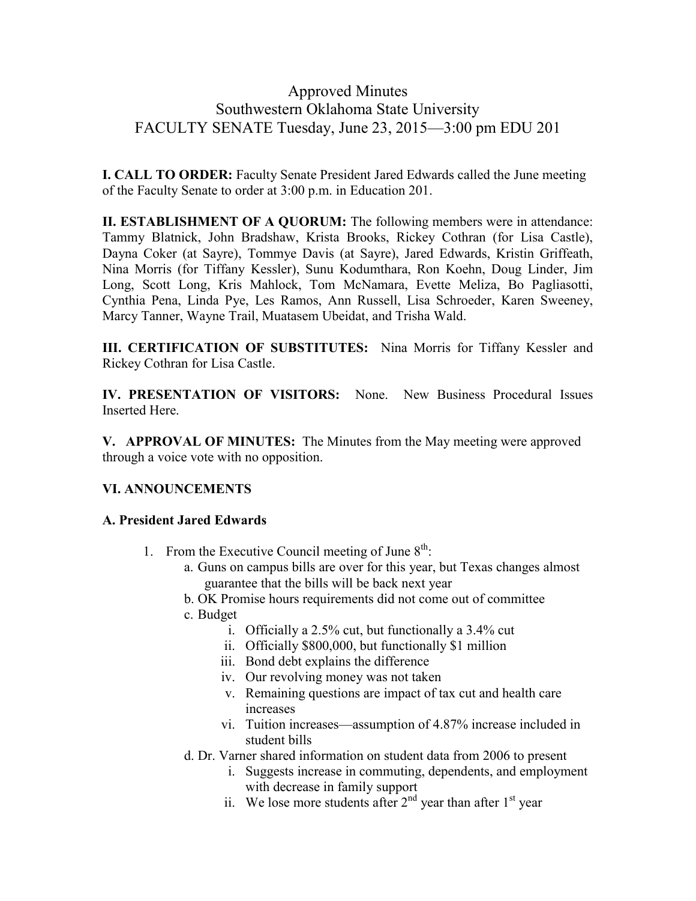# Approved Minutes
# Southwestern Oklahoma State University
# FACULTY SENATE Tuesday, June 23, 2015—3:00 pm EDU 201

**I. CALL TO ORDER:** Faculty Senate President Jared Edwards called the June meeting of the Faculty Senate to order at 3:00 p.m. in Education 201.

**II. ESTABLISHMENT OF A QUORUM:** The following members were in attendance: Tammy Blatnick, John Bradshaw, Krista Brooks, Rickey Cothran (for Lisa Castle), Dayna Coker (at Sayre), Tommye Davis (at Sayre), Jared Edwards, Kristin Griffeath, Nina Morris (for Tiffany Kessler), Sunu Kodumthara, Ron Koehn, Doug Linder, Jim Long, Scott Long, Kris Mahlock, Tom McNamara, Evette Meliza, Bo Pagliasotti, Cynthia Pena, Linda Pye, Les Ramos, Ann Russell, Lisa Schroeder, Karen Sweeney, Marcy Tanner, Wayne Trail, Muatasem Ubeidat, and Trisha Wald.

**III. CERTIFICATION OF SUBSTITUTES:** Nina Morris for Tiffany Kessler and Rickey Cothran for Lisa Castle.

**IV. PRESENTATION OF VISITORS:** None. New Business Procedural Issues Inserted Here.

**V. APPROVAL OF MINUTES:** The Minutes from the May meeting were approved through a voice vote with no opposition.

**VI. ANNOUNCEMENTS**

**A. President Jared Edwards**

1. From the Executive Council meeting of June 8th:
   a. Guns on campus bills are over for this year, but Texas changes almost guarantee that the bills will be back next year
   b. OK Promise hours requirements did not come out of committee
   c. Budget
      i. Officially a 2.5% cut, but functionally a 3.4% cut
      ii. Officially $800,000, but functionally $1 million
      iii. Bond debt explains the difference
      iv. Our revolving money was not taken
      v. Remaining questions are impact of tax cut and health care increases
      vi. Tuition increases—assumption of 4.87% increase included in student bills
   d. Dr. Varner shared information on student data from 2006 to present
      i. Suggests increase in commuting, dependents, and employment with decrease in family support
      ii. We lose more students after 2nd year than after 1st year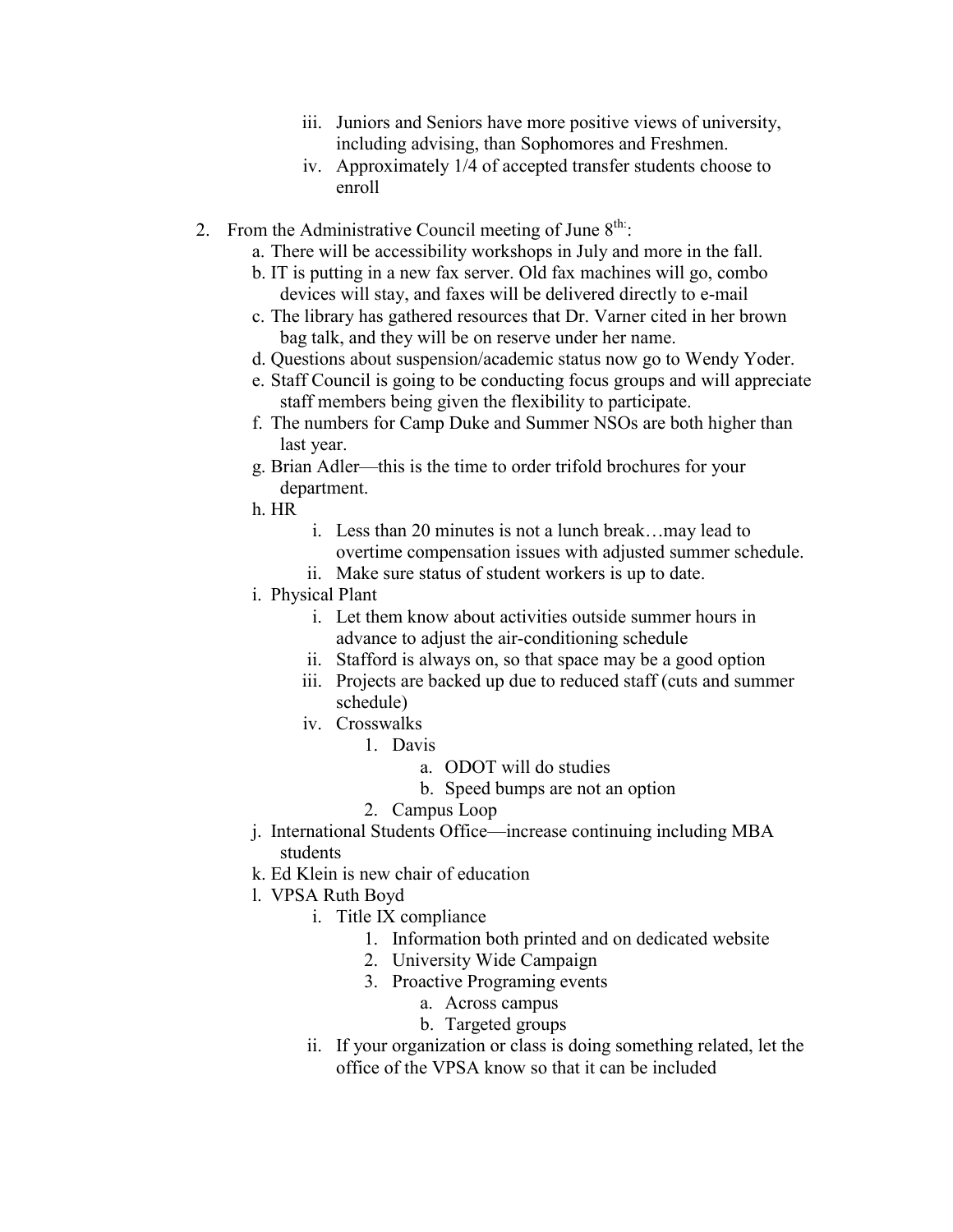iii. Juniors and Seniors have more positive views of university, including advising, than Sophomores and Freshmen.
    iv. Approximately 1/4 of accepted transfer students choose to enroll

2. From the Administrative Council meeting of June 8th:
    a. There will be accessibility workshops in July and more in the fall.
    b. IT is putting in a new fax server. Old fax machines will go, combo devices will stay, and faxes will be delivered directly to e-mail
    c. The library has gathered resources that Dr. Varner cited in her brown bag talk, and they will be on reserve under her name.
    d. Questions about suspension/academic status now go to Wendy Yoder.
    e. Staff Council is going to be conducting focus groups and will appreciate staff members being given the flexibility to participate.
    f. The numbers for Camp Duke and Summer NSOs are both higher than last year.
    g. Brian Adler—this is the time to order trifold brochures for your department.
    h. HR
        i. Less than 20 minutes is not a lunch break…may lead to overtime compensation issues with adjusted summer schedule.
        ii. Make sure status of student workers is up to date.
    i. Physical Plant
        i. Let them know about activities outside summer hours in advance to adjust the air-conditioning schedule
        ii. Stafford is always on, so that space may be a good option
        iii. Projects are backed up due to reduced staff (cuts and summer schedule)
        iv. Crosswalks
            1. Davis
                a. ODOT will do studies
                b. Speed bumps are not an option
            2. Campus Loop
    j. International Students Office—increase continuing including MBA students
    k. Ed Klein is new chair of education
    l. VPSA Ruth Boyd
        i. Title IX compliance
            1. Information both printed and on dedicated website
            2. University Wide Campaign
            3. Proactive Programing events
                a. Across campus
                b. Targeted groups
        ii. If your organization or class is doing something related, let the office of the VPSA know so that it can be included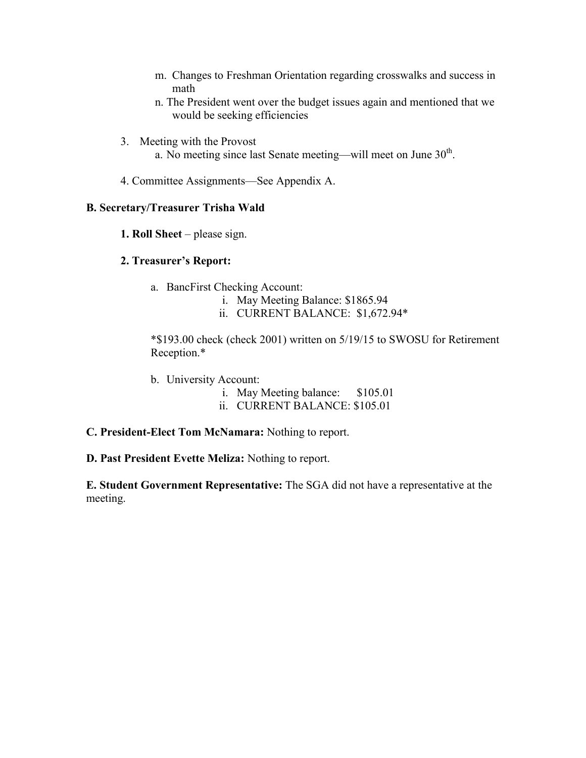m. Changes to Freshman Orientation regarding crosswalks and success in math
n. The President went over the budget issues again and mentioned that we would be seeking efficiencies

3. Meeting with the Provost
   a. No meeting since last Senate meeting—will meet on June 30th.

4. Committee Assignments—See Appendix A.

**B. Secretary/Treasurer Trisha Wald**

**1. Roll Sheet** – please sign.

**2. Treasurer's Report:**

a. BancFirst Checking Account:
   i. May Meeting Balance: $1865.94
   ii. CURRENT BALANCE: $1,672.94*

*$193.00 check (check 2001) written on 5/19/15 to SWOSU for Retirement Reception.*

b. University Account:
   i. May Meeting balance: $105.01
   ii. CURRENT BALANCE: $105.01

**C. President-Elect Tom McNamara:** Nothing to report.

**D. Past President Evette Meliza:** Nothing to report.

**E. Student Government Representative:** The SGA did not have a representative at the meeting.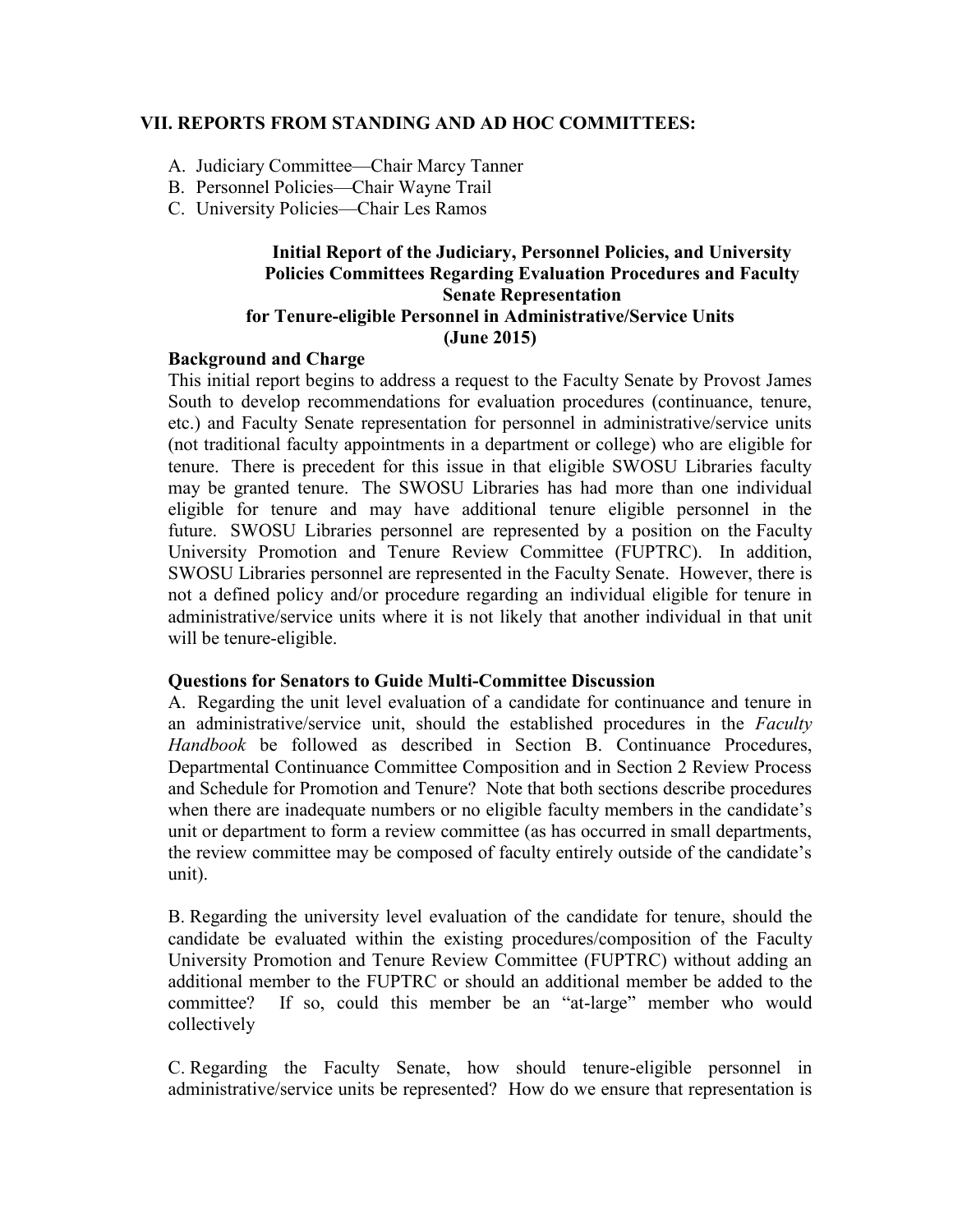## VII. REPORTS FROM STANDING AND AD HOC COMMITTEES:

A. Judiciary Committee—Chair Marcy Tanner
B. Personnel Policies—Chair Wayne Trail
C. University Policies—Chair Les Ramos

### Initial Report of the Judiciary, Personnel Policies, and University Policies Committees Regarding Evaluation Procedures and Faculty Senate Representation for Tenure-eligible Personnel in Administrative/Service Units (June 2015)

**Background and Charge**

This initial report begins to address a request to the Faculty Senate by Provost James South to develop recommendations for evaluation procedures (continuance, tenure, etc.) and Faculty Senate representation for personnel in administrative/service units (not traditional faculty appointments in a department or college) who are eligible for tenure. There is precedent for this issue in that eligible SWOSU Libraries faculty may be granted tenure. The SWOSU Libraries has had more than one individual eligible for tenure and may have additional tenure eligible personnel in the future. SWOSU Libraries personnel are represented by a position on the Faculty University Promotion and Tenure Review Committee (FUPTRC). In addition, SWOSU Libraries personnel are represented in the Faculty Senate. However, there is not a defined policy and/or procedure regarding an individual eligible for tenure in administrative/service units where it is not likely that another individual in that unit will be tenure-eligible.

**Questions for Senators to Guide Multi-Committee Discussion**

A. Regarding the unit level evaluation of a candidate for continuance and tenure in an administrative/service unit, should the established procedures in the *Faculty Handbook* be followed as described in Section B. Continuance Procedures, Departmental Continuance Committee Composition and in Section 2 Review Process and Schedule for Promotion and Tenure? Note that both sections describe procedures when there are inadequate numbers or no eligible faculty members in the candidate's unit or department to form a review committee (as has occurred in small departments, the review committee may be composed of faculty entirely outside of the candidate's unit).

B. Regarding the university level evaluation of the candidate for tenure, should the candidate be evaluated within the existing procedures/composition of the Faculty University Promotion and Tenure Review Committee (FUPTRC) without adding an additional member to the FUPTRC or should an additional member be added to the committee? If so, could this member be an "at-large" member who would collectively

C. Regarding the Faculty Senate, how should tenure-eligible personnel in administrative/service units be represented? How do we ensure that representation is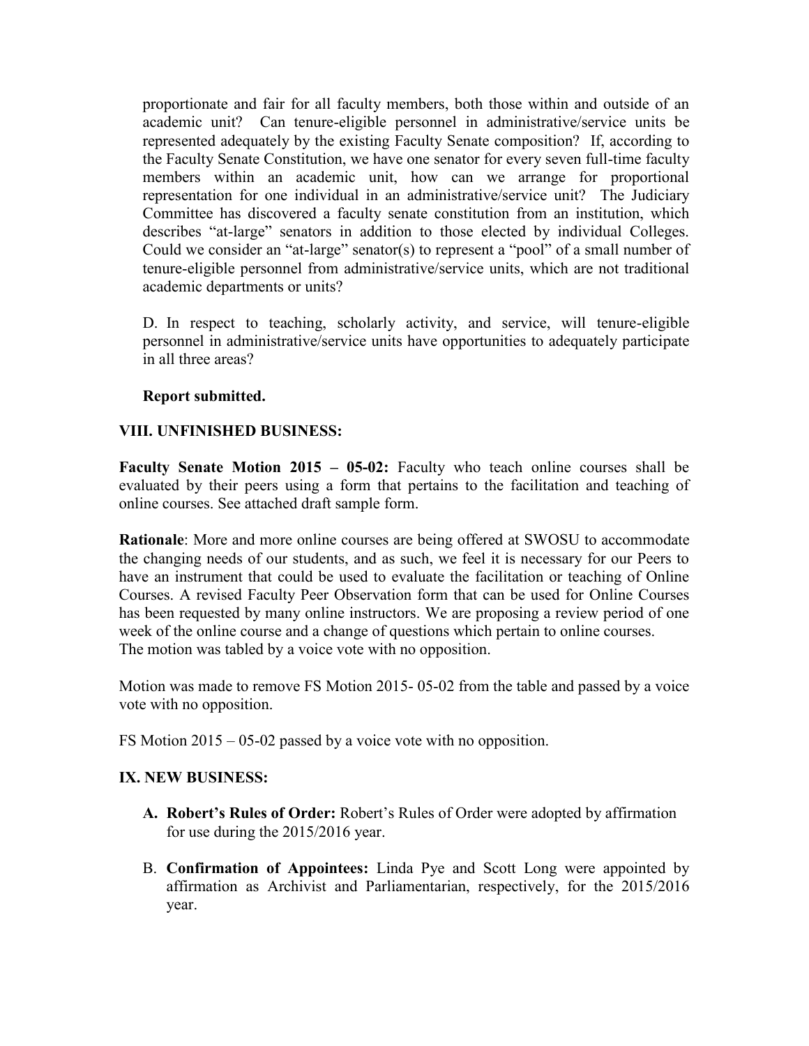proportionate and fair for all faculty members, both those within and outside of an academic unit? Can tenure-eligible personnel in administrative/service units be represented adequately by the existing Faculty Senate composition? If, according to the Faculty Senate Constitution, we have one senator for every seven full-time faculty members within an academic unit, how can we arrange for proportional representation for one individual in an administrative/service unit? The Judiciary Committee has discovered a faculty senate constitution from an institution, which describes "at-large" senators in addition to those elected by individual Colleges. Could we consider an "at-large" senator(s) to represent a "pool" of a small number of tenure-eligible personnel from administrative/service units, which are not traditional academic departments or units?

D. In respect to teaching, scholarly activity, and service, will tenure-eligible personnel in administrative/service units have opportunities to adequately participate in all three areas?

**Report submitted.**

## VIII. UNFINISHED BUSINESS:

**Faculty Senate Motion 2015 – 05-02:** Faculty who teach online courses shall be evaluated by their peers using a form that pertains to the facilitation and teaching of online courses. See attached draft sample form.

**Rationale**: More and more online courses are being offered at SWOSU to accommodate the changing needs of our students, and as such, we feel it is necessary for our Peers to have an instrument that could be used to evaluate the facilitation or teaching of Online Courses. A revised Faculty Peer Observation form that can be used for Online Courses has been requested by many online instructors. We are proposing a review period of one week of the online course and a change of questions which pertain to online courses.
The motion was tabled by a voice vote with no opposition.

Motion was made to remove FS Motion 2015- 05-02 from the table and passed by a voice vote with no opposition.

FS Motion 2015 – 05-02 passed by a voice vote with no opposition.

## IX. NEW BUSINESS:

A. **Robert's Rules of Order:** Robert's Rules of Order were adopted by affirmation for use during the 2015/2016 year.

B. **Confirmation of Appointees:** Linda Pye and Scott Long were appointed by affirmation as Archivist and Parliamentarian, respectively, for the 2015/2016 year.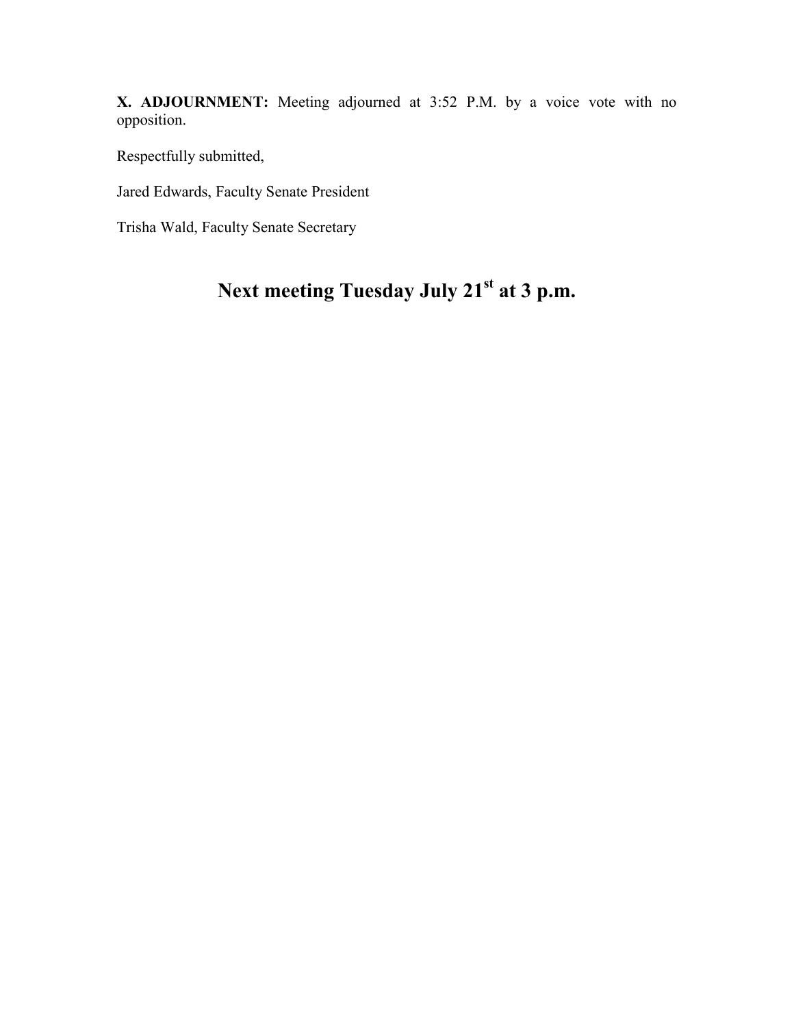**X. ADJOURNMENT:** Meeting adjourned at 3:52 P.M. by a voice vote with no opposition.

Respectfully submitted,

Jared Edwards, Faculty Senate President

Trisha Wald, Faculty Senate Secretary

# Next meeting Tuesday July 21st at 3 p.m.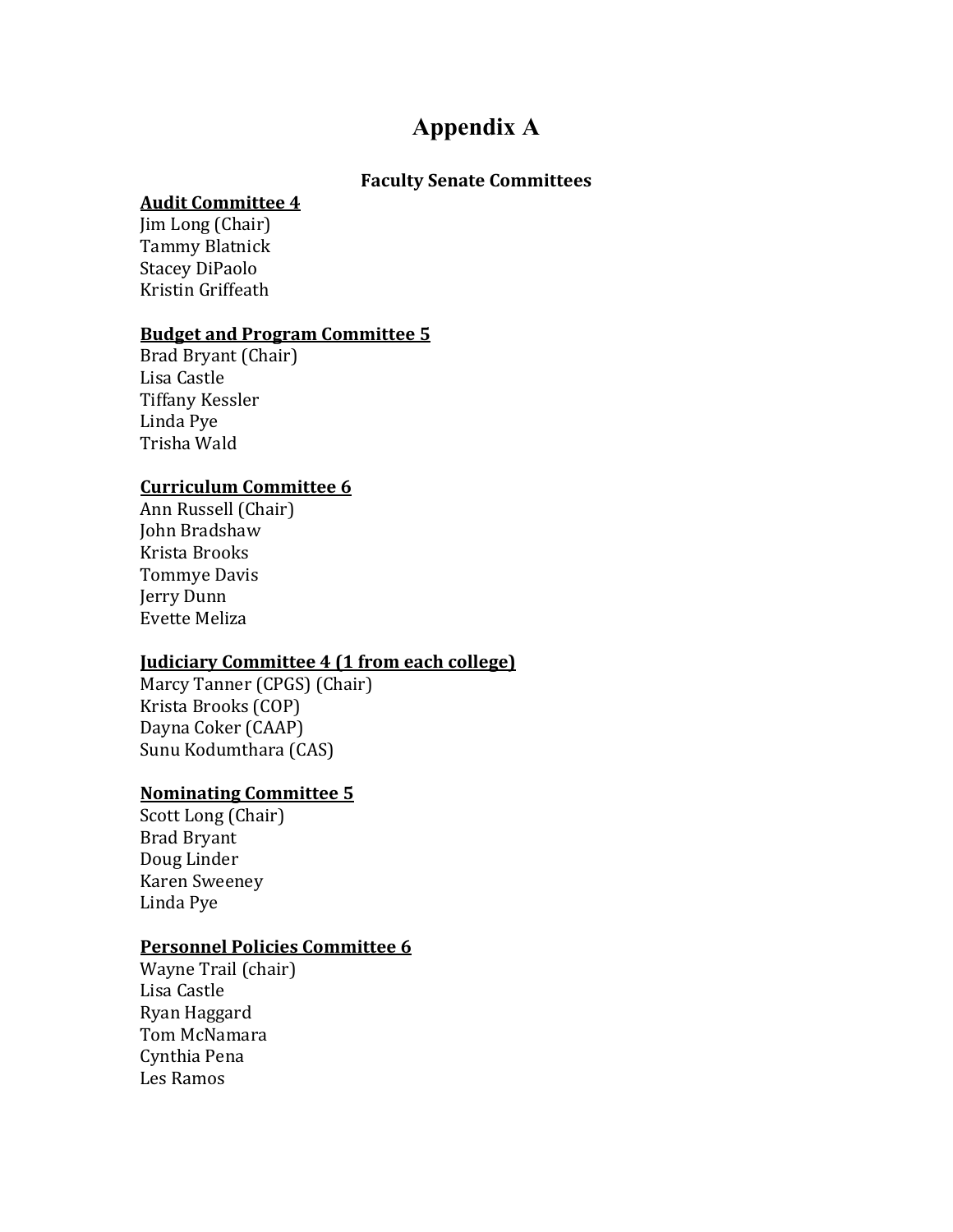# Appendix A

## Faculty Senate Committees

**Audit Committee 4**

Jim Long (Chair)
Tammy Blatnick
Stacey DiPaolo
Kristin Griffeath

**Budget and Program Committee 5**

Brad Bryant (Chair)
Lisa Castle
Tiffany Kessler
Linda Pye
Trisha Wald

**Curriculum Committee 6**

Ann Russell (Chair)
John Bradshaw
Krista Brooks
Tommye Davis
Jerry Dunn
Evette Meliza

**Judiciary Committee 4 (1 from each college)**

Marcy Tanner (CPGS) (Chair)
Krista Brooks (COP)
Dayna Coker (CAAP)
Sunu Kodumthara (CAS)

**Nominating Committee 5**

Scott Long (Chair)
Brad Bryant
Doug Linder
Karen Sweeney
Linda Pye

**Personnel Policies Committee 6**

Wayne Trail (chair)
Lisa Castle
Ryan Haggard
Tom McNamara
Cynthia Pena
Les Ramos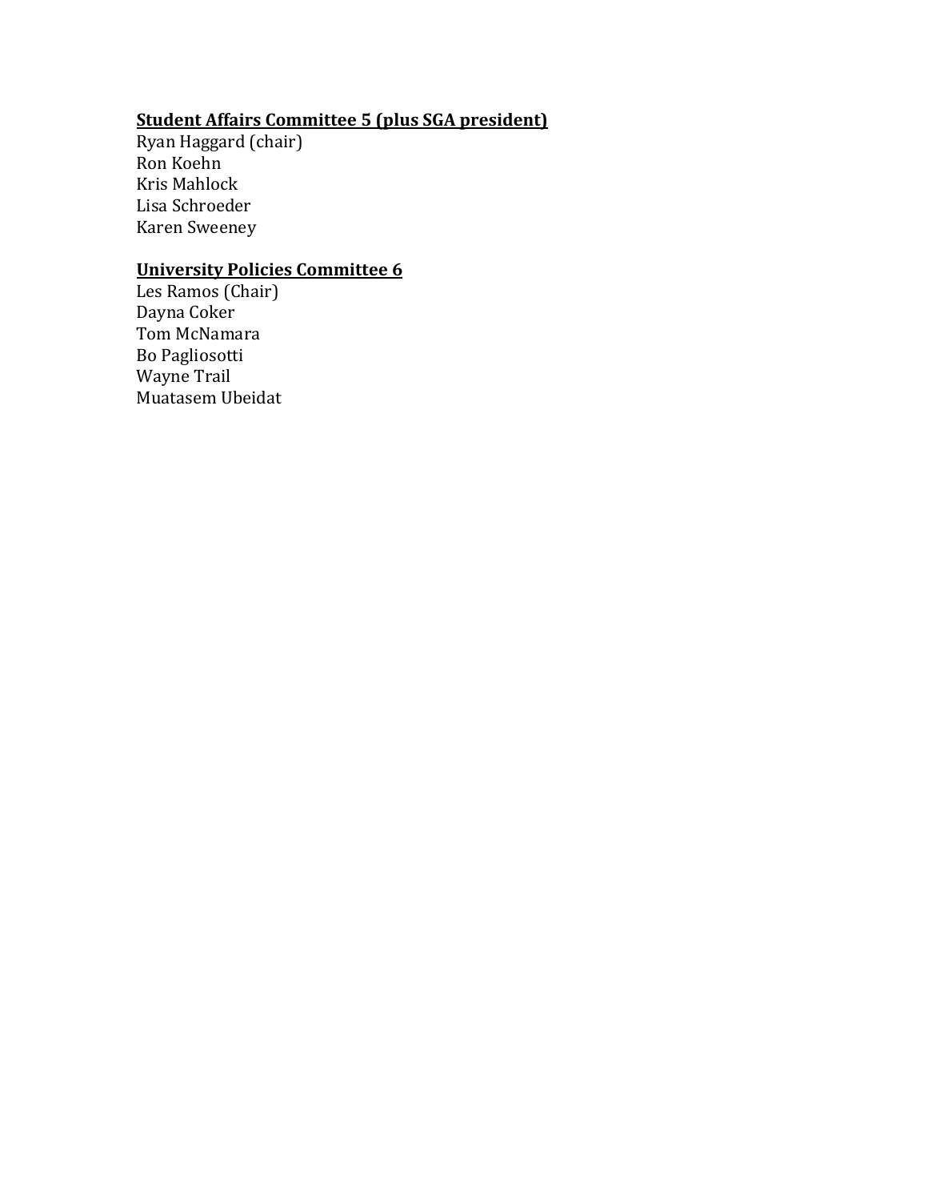**<u>Student Affairs Committee 5 (plus SGA president)</u>**

Ryan Haggard (chair)
Ron Koehn
Kris Mahlock
Lisa Schroeder
Karen Sweeney

**<u>University Policies Committee 6</u>**

Les Ramos (Chair)
Dayna Coker
Tom McNamara
Bo Pagliosotti
Wayne Trail
Muatasem Ubeidat